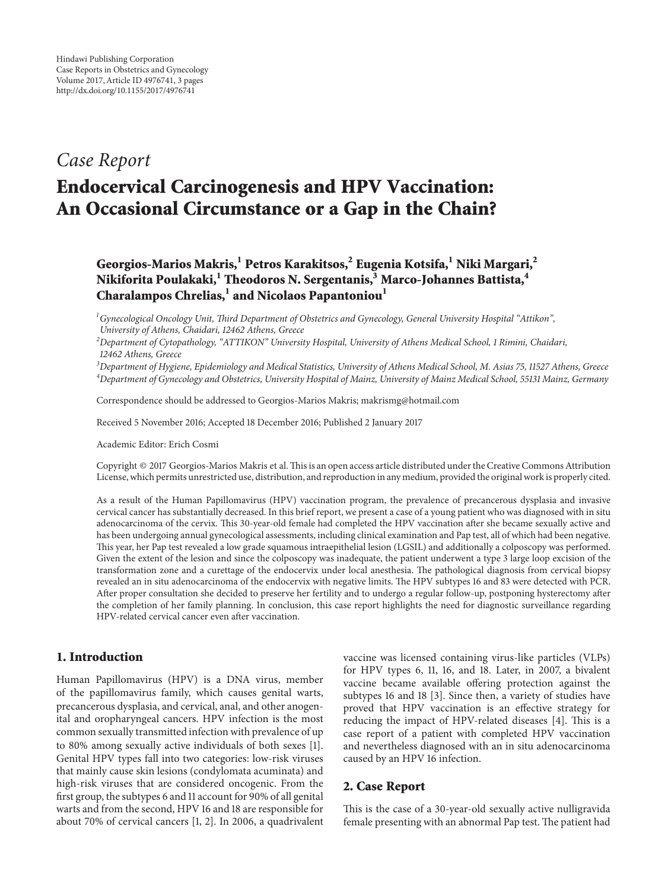Hindawi Publishing Corporation
Case Reports in Obstetrics and Gynecology
Volume 2017, Article ID 4976741, 3 pages
http://dx.doi.org/10.1155/2017/4976741

*Case Report*

# Endocervical Carcinogenesis and HPV Vaccination: An Occasional Circumstance or a Gap in the Chain?

**Georgios-Marios Makris,[1] Petros Karakitsos,[2] Eugenia Kotsifa,[1] Niki Margari,[2] Nikiforita Poulakaki,[1] Theodoros N. Sergentanis,[3] Marco-Johannes Battista,[4] Charalampos Chrelias,[1] and Nicolaos Papantoniou[1]**

[1] *Gynecological Oncology Unit, Third Department of Obstetrics and Gynecology, General University Hospital "Attikon", University of Athens, Chaidari, 12462 Athens, Greece*

[2] *Department of Cytopathology, "ATTIKON" University Hospital, University of Athens Medical School, 1 Rimini, Chaidari, 12462 Athens, Greece*

[3] *Department of Hygiene, Epidemiology and Medical Statistics, University of Athens Medical School, M. Asias 75, 11527 Athens, Greece*

[4] *Department of Gynecology and Obstetrics, University Hospital of Mainz, University of Mainz Medical School, 55131 Mainz, Germany*

Correspondence should be addressed to Georgios-Marios Makris; makrismg@hotmail.com

Received 5 November 2016; Accepted 18 December 2016; Published 2 January 2017

Academic Editor: Erich Cosmi

Copyright © 2017 Georgios-Marios Makris et al. This is an open access article distributed under the Creative Commons Attribution License, which permits unrestricted use, distribution, and reproduction in any medium, provided the original work is properly cited.

As a result of the Human Papillomavirus (HPV) vaccination program, the prevalence of precancerous dysplasia and invasive cervical cancer has substantially decreased. In this brief report, we present a case of a young patient who was diagnosed with in situ adenocarcinoma of the cervix. This 30-year-old female had completed the HPV vaccination after she became sexually active and has been undergoing annual gynecological assessments, including clinical examination and Pap test, all of which had been negative. This year, her Pap test revealed a low grade squamous intraepithelial lesion (LGSIL) and additionally a colposcopy was performed. Given the extent of the lesion and since the colposcopy was inadequate, the patient underwent a type 3 large loop excision of the transformation zone and a curettage of the endocervix under local anesthesia. The pathological diagnosis from cervical biopsy revealed an in situ adenocarcinoma of the endocervix with negative limits. The HPV subtypes 16 and 83 were detected with PCR. After proper consultation she decided to preserve her fertility and to undergo a regular follow-up, postponing hysterectomy after the completion of her family planning. In conclusion, this case report highlights the need for diagnostic surveillance regarding HPV-related cervical cancer even after vaccination.

## 1. Introduction

Human Papillomavirus (HPV) is a DNA virus, member of the papillomavirus family, which causes genital warts, precancerous dysplasia, and cervical, anal, and other anogenital and oropharyngeal cancers. HPV infection is the most common sexually transmitted infection with prevalence of up to 80% among sexually active individuals of both sexes [1]. Genital HPV types fall into two categories: low-risk viruses that mainly cause skin lesions (condylomata acuminata) and high-risk viruses that are considered oncogenic. From the first group, the subtypes 6 and 11 account for 90% of all genital warts and from the second, HPV 16 and 18 are responsible for about 70% of cervical cancers [1, 2]. In 2006, a quadrivalent vaccine was licensed containing virus-like particles (VLPs) for HPV types 6, 11, 16, and 18. Later, in 2007, a bivalent vaccine became available offering protection against the subtypes 16 and 18 [3]. Since then, a variety of studies have proved that HPV vaccination is an effective strategy for reducing the impact of HPV-related diseases [4]. This is a case report of a patient with completed HPV vaccination and nevertheless diagnosed with an in situ adenocarcinoma caused by an HPV 16 infection.

## 2. Case Report

This is the case of a 30-year-old sexually active nulligravida female presenting with an abnormal Pap test. The patient had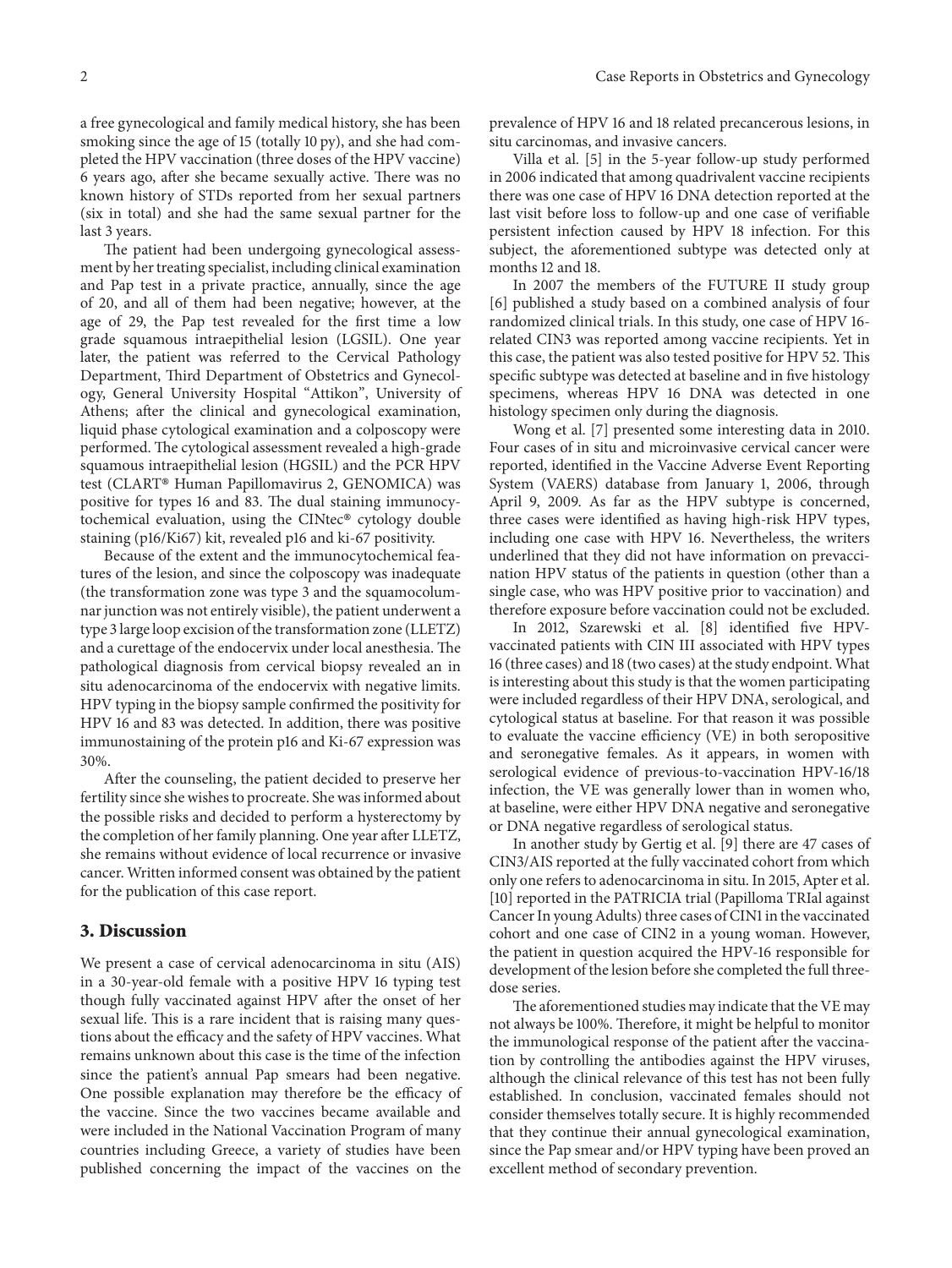a free gynecological and family medical history, she has been smoking since the age of 15 (totally 10 py), and she had completed the HPV vaccination (three doses of the HPV vaccine) 6 years ago, after she became sexually active. There was no known history of STDs reported from her sexual partners (six in total) and she had the same sexual partner for the last 3 years.

The patient had been undergoing gynecological assessment by her treating specialist, including clinical examination and Pap test in a private practice, annually, since the age of 20, and all of them had been negative; however, at the age of 29, the Pap test revealed for the first time a low grade squamous intraepithelial lesion (LGSIL). One year later, the patient was referred to the Cervical Pathology Department, Third Department of Obstetrics and Gynecology, General University Hospital "Attikon", University of Athens; after the clinical and gynecological examination, liquid phase cytological examination and a colposcopy were performed. The cytological assessment revealed a high-grade squamous intraepithelial lesion (HGSIL) and the PCR HPV test (CLART® Human Papillomavirus 2, GENOMICA) was positive for types 16 and 83. The dual staining immunocytochemical evaluation, using the CINtec® cytology double staining (p16/Ki67) kit, revealed p16 and ki-67 positivity.

Because of the extent and the immunocytochemical features of the lesion, and since the colposcopy was inadequate (the transformation zone was type 3 and the squamocolumnar junction was not entirely visible), the patient underwent a type 3 large loop excision of the transformation zone (LLETZ) and a curettage of the endocervix under local anesthesia. The pathological diagnosis from cervical biopsy revealed an in situ adenocarcinoma of the endocervix with negative limits. HPV typing in the biopsy sample confirmed the positivity for HPV 16 and 83 was detected. In addition, there was positive immunostaining of the protein p16 and Ki-67 expression was 30%.

After the counseling, the patient decided to preserve her fertility since she wishes to procreate. She was informed about the possible risks and decided to perform a hysterectomy by the completion of her family planning. One year after LLETZ, she remains without evidence of local recurrence or invasive cancer. Written informed consent was obtained by the patient for the publication of this case report.

## 3. Discussion

We present a case of cervical adenocarcinoma in situ (AIS) in a 30-year-old female with a positive HPV 16 typing test though fully vaccinated against HPV after the onset of her sexual life. This is a rare incident that is raising many questions about the efficacy and the safety of HPV vaccines. What remains unknown about this case is the time of the infection since the patient's annual Pap smears had been negative. One possible explanation may therefore be the efficacy of the vaccine. Since the two vaccines became available and were included in the National Vaccination Program of many countries including Greece, a variety of studies have been published concerning the impact of the vaccines on the prevalence of HPV 16 and 18 related precancerous lesions, in situ carcinomas, and invasive cancers.

Villa et al. [5] in the 5-year follow-up study performed in 2006 indicated that among quadrivalent vaccine recipients there was one case of HPV 16 DNA detection reported at the last visit before loss to follow-up and one case of verifiable persistent infection caused by HPV 18 infection. For this subject, the aforementioned subtype was detected only at months 12 and 18.

In 2007 the members of the FUTURE II study group [6] published a study based on a combined analysis of four randomized clinical trials. In this study, one case of HPV 16-related CIN3 was reported among vaccine recipients. Yet in this case, the patient was also tested positive for HPV 52. This specific subtype was detected at baseline and in five histology specimens, whereas HPV 16 DNA was detected in one histology specimen only during the diagnosis.

Wong et al. [7] presented some interesting data in 2010. Four cases of in situ and microinvasive cervical cancer were reported, identified in the Vaccine Adverse Event Reporting System (VAERS) database from January 1, 2006, through April 9, 2009. As far as the HPV subtype is concerned, three cases were identified as having high-risk HPV types, including one case with HPV 16. Nevertheless, the writers underlined that they did not have information on prevaccination HPV status of the patients in question (other than a single case, who was HPV positive prior to vaccination) and therefore exposure before vaccination could not be excluded.

In 2012, Szarewski et al. [8] identified five HPV-vaccinated patients with CIN III associated with HPV types 16 (three cases) and 18 (two cases) at the study endpoint. What is interesting about this study is that the women participating were included regardless of their HPV DNA, serological, and cytological status at baseline. For that reason it was possible to evaluate the vaccine efficiency (VE) in both seropositive and seronegative females. As it appears, in women with serological evidence of previous-to-vaccination HPV-16/18 infection, the VE was generally lower than in women who, at baseline, were either HPV DNA negative and seronegative or DNA negative regardless of serological status.

In another study by Gertig et al. [9] there are 47 cases of CIN3/AIS reported at the fully vaccinated cohort from which only one refers to adenocarcinoma in situ. In 2015, Apter et al. [10] reported in the PATRICIA trial (Papilloma TRIal against Cancer In young Adults) three cases of CIN1 in the vaccinated cohort and one case of CIN2 in a young woman. However, the patient in question acquired the HPV-16 responsible for development of the lesion before she completed the full three-dose series.

The aforementioned studies may indicate that the VE may not always be 100%. Therefore, it might be helpful to monitor the immunological response of the patient after the vaccination by controlling the antibodies against the HPV viruses, although the clinical relevance of this test has not been fully established. In conclusion, vaccinated females should not consider themselves totally secure. It is highly recommended that they continue their annual gynecological examination, since the Pap smear and/or HPV typing have been proved an excellent method of secondary prevention.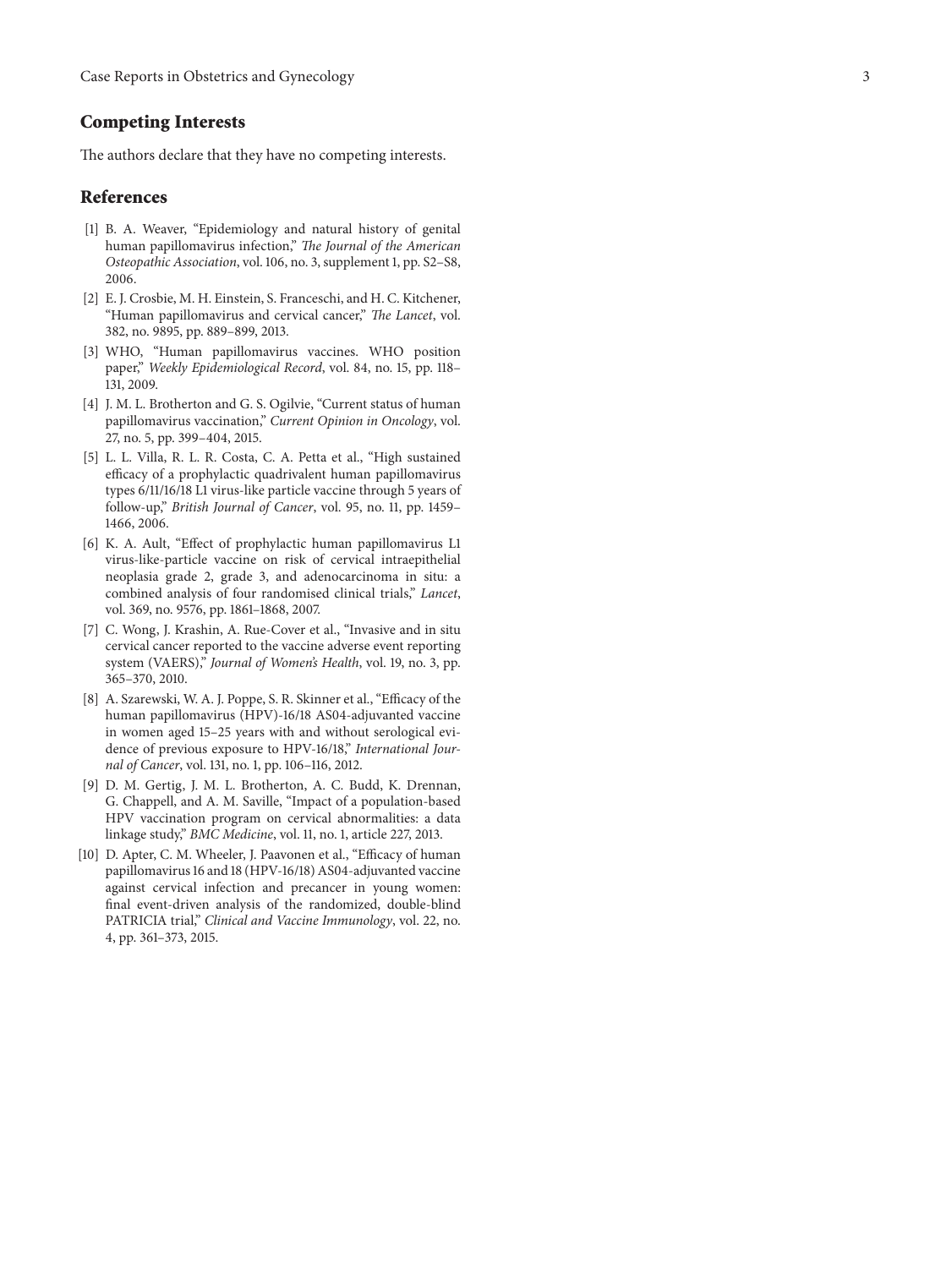## Competing Interests

The authors declare that they have no competing interests.

## References

[1] B. A. Weaver, "Epidemiology and natural history of genital human papillomavirus infection," *The Journal of the American Osteopathic Association*, vol. 106, no. 3, supplement 1, pp. S2–S8, 2006.

[2] E. J. Crosbie, M. H. Einstein, S. Franceschi, and H. C. Kitchener, "Human papillomavirus and cervical cancer," *The Lancet*, vol. 382, no. 9895, pp. 889–899, 2013.

[3] WHO, "Human papillomavirus vaccines. WHO position paper," *Weekly Epidemiological Record*, vol. 84, no. 15, pp. 118–131, 2009.

[4] J. M. L. Brotherton and G. S. Ogilvie, "Current status of human papillomavirus vaccination," *Current Opinion in Oncology*, vol. 27, no. 5, pp. 399–404, 2015.

[5] L. L. Villa, R. L. R. Costa, C. A. Petta et al., "High sustained efficacy of a prophylactic quadrivalent human papillomavirus types 6/11/16/18 L1 virus-like particle vaccine through 5 years of follow-up," *British Journal of Cancer*, vol. 95, no. 11, pp. 1459–1466, 2006.

[6] K. A. Ault, "Effect of prophylactic human papillomavirus L1 virus-like-particle vaccine on risk of cervical intraepithelial neoplasia grade 2, grade 3, and adenocarcinoma in situ: a combined analysis of four randomised clinical trials," *Lancet*, vol. 369, no. 9576, pp. 1861–1868, 2007.

[7] C. Wong, J. Krashin, A. Rue-Cover et al., "Invasive and in situ cervical cancer reported to the vaccine adverse event reporting system (VAERS)," *Journal of Women's Health*, vol. 19, no. 3, pp. 365–370, 2010.

[8] A. Szarewski, W. A. J. Poppe, S. R. Skinner et al., "Efficacy of the human papillomavirus (HPV)-16/18 AS04-adjuvanted vaccine in women aged 15–25 years with and without serological evidence of previous exposure to HPV-16/18," *International Journal of Cancer*, vol. 131, no. 1, pp. 106–116, 2012.

[9] D. M. Gertig, J. M. L. Brotherton, A. C. Budd, K. Drennan, G. Chappell, and A. M. Saville, "Impact of a population-based HPV vaccination program on cervical abnormalities: a data linkage study," *BMC Medicine*, vol. 11, no. 1, article 227, 2013.

[10] D. Apter, C. M. Wheeler, J. Paavonen et al., "Efficacy of human papillomavirus 16 and 18 (HPV-16/18) AS04-adjuvanted vaccine against cervical infection and precancer in young women: final event-driven analysis of the randomized, double-blind PATRICIA trial," *Clinical and Vaccine Immunology*, vol. 22, no. 4, pp. 361–373, 2015.